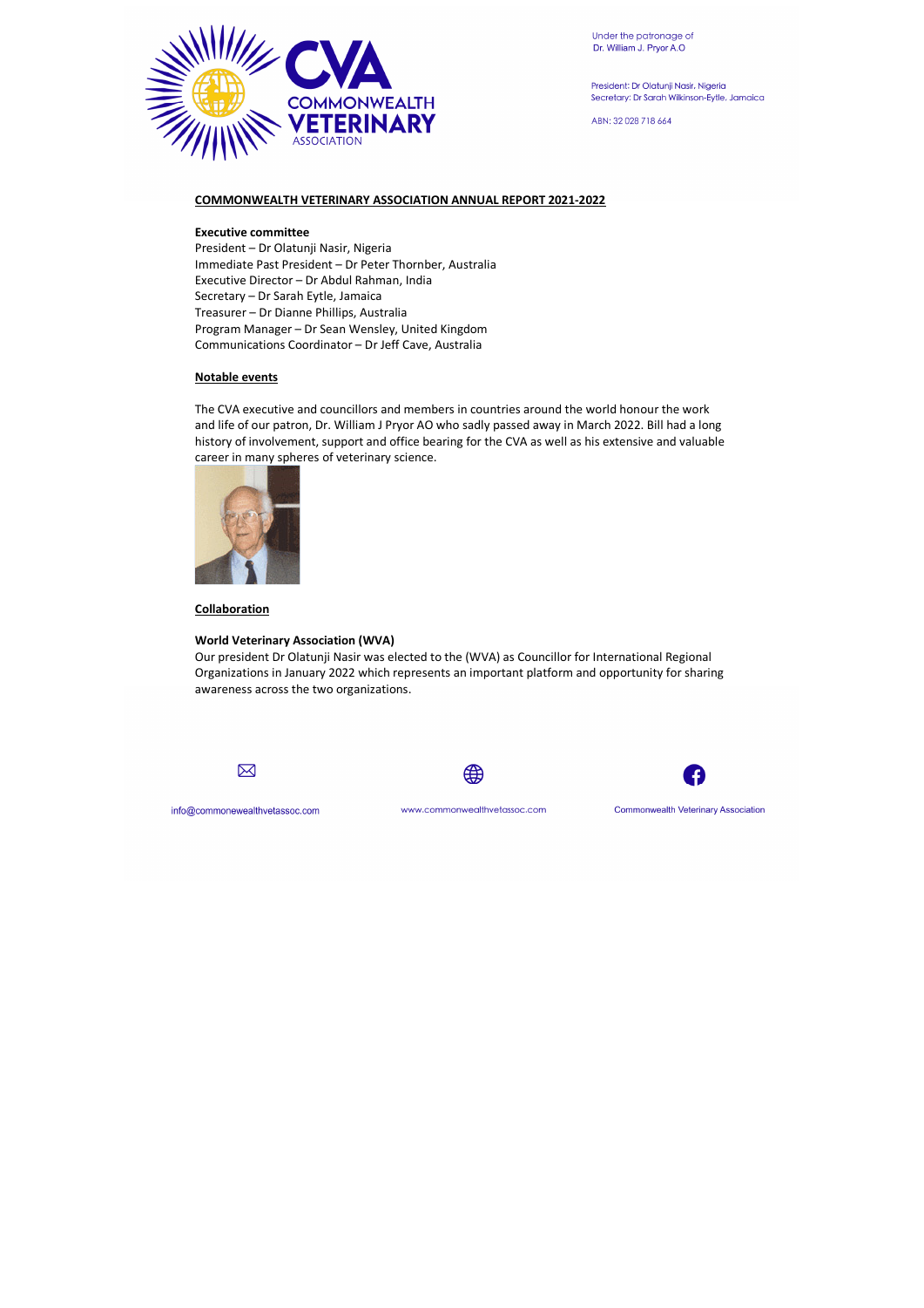Under the patronage of
Dr. William J. Pryor A.O

President: Dr Olatunji Nasir, Nigeria
Secretary: Dr Sarah Wilkinson-Eytle, Jamaica

ABN: 32 028 718 664

# COMMONWEALTH VETERINARY ASSOCIATION ANNUAL REPORT 2021-2022

**Executive committee**

President – Dr Olatunji Nasir, Nigeria
Immediate Past President – Dr Peter Thornber, Australia
Executive Director – Dr Abdul Rahman, India
Secretary – Dr Sarah Eytle, Jamaica
Treasurer – Dr Dianne Phillips, Australia
Program Manager – Dr Sean Wensley, United Kingdom
Communications Coordinator – Dr Jeff Cave, Australia

## Notable events

The CVA executive and councillors and members in countries around the world honour the work and life of our patron, Dr. William J Pryor AO who sadly passed away in March 2022. Bill had a long history of involvement, support and office bearing for the CVA as well as his extensive and valuable career in many spheres of veterinary science.

## Collaboration

**World Veterinary Association (WVA)**

Our president Dr Olatunji Nasir was elected to the (WVA) as Councillor for International Regional Organizations in January 2022 which represents an important platform and opportunity for sharing awareness across the two organizations.

info@commonewealthvetassoc.com

www.commonwealthvetassoc.com

Commonwealth Veterinary Association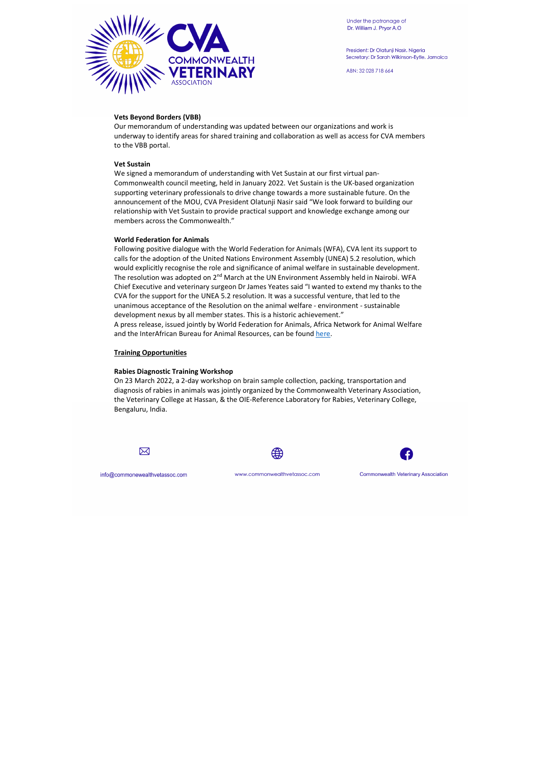**Vets Beyond Borders (VBB)**

Our memorandum of understanding was updated between our organizations and work is underway to identify areas for shared training and collaboration as well as access for CVA members to the VBB portal.

**Vet Sustain**

We signed a memorandum of understanding with Vet Sustain at our first virtual pan-Commonwealth council meeting, held in January 2022. Vet Sustain is the UK-based organization supporting veterinary professionals to drive change towards a more sustainable future. On the announcement of the MOU, CVA President Olatunji Nasir said "We look forward to building our relationship with Vet Sustain to provide practical support and knowledge exchange among our members across the Commonwealth."

**World Federation for Animals**

Following positive dialogue with the World Federation for Animals (WFA), CVA lent its support to calls for the adoption of the United Nations Environment Assembly (UNEA) 5.2 resolution, which would explicitly recognise the role and significance of animal welfare in sustainable development. The resolution was adopted on 2nd March at the UN Environment Assembly held in Nairobi. WFA Chief Executive and veterinary surgeon Dr James Yeates said "I wanted to extend my thanks to the CVA for the support for the UNEA 5.2 resolution. It was a successful venture, that led to the unanimous acceptance of the Resolution on the animal welfare - environment - sustainable development nexus by all member states. This is a historic achievement."

A press release, issued jointly by World Federation for Animals, Africa Network for Animal Welfare and the InterAfrican Bureau for Animal Resources, can be found here.

## Training Opportunities

**Rabies Diagnostic Training Workshop**

On 23 March 2022, a 2-day workshop on brain sample collection, packing, transportation and diagnosis of rabies in animals was jointly organized by the Commonwealth Veterinary Association, the Veterinary College at Hassan, & the OIE-Reference Laboratory for Rabies, Veterinary College, Bengaluru, India.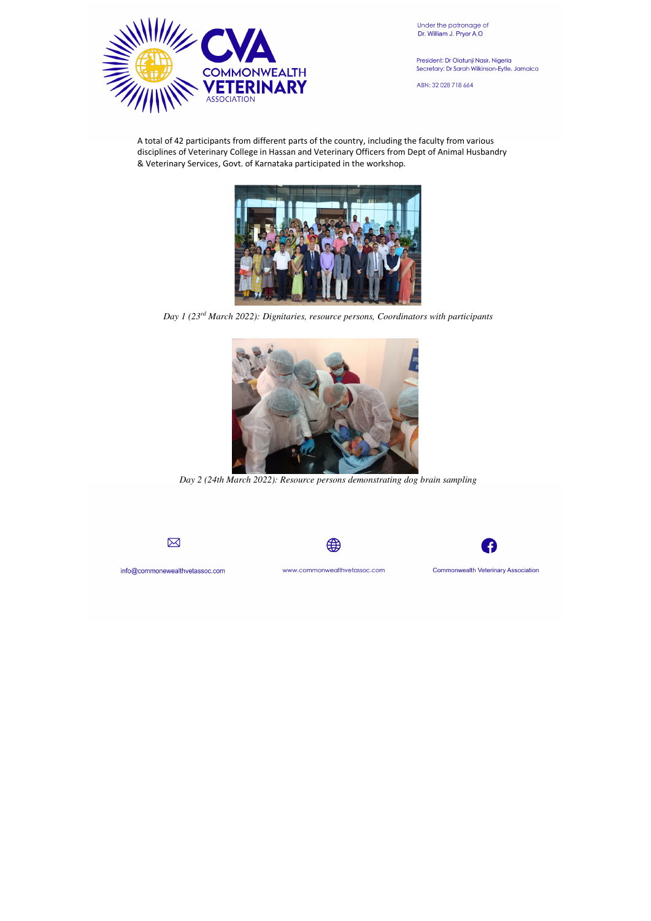A total of 42 participants from different parts of the country, including the faculty from various disciplines of Veterinary College in Hassan and Veterinary Officers from Dept of Animal Husbandry & Veterinary Services, Govt. of Karnataka participated in the workshop.

*Day 1 (23rd March 2022): Dignitaries, resource persons, Coordinators with participants*

*Day 2 (24th March 2022): Resource persons demonstrating dog brain sampling*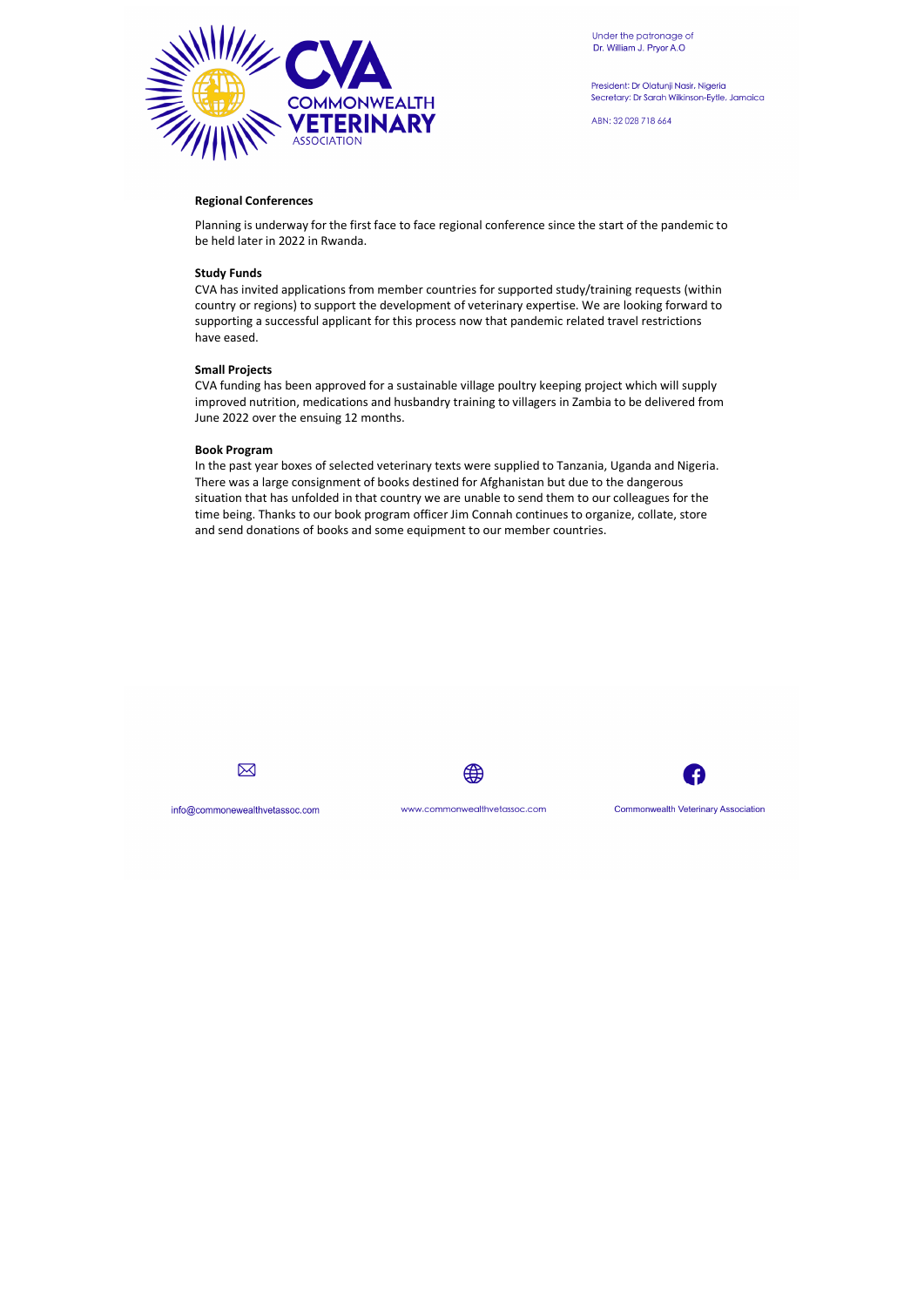**Regional Conferences**

Planning is underway for the first face to face regional conference since the start of the pandemic to be held later in 2022 in Rwanda.

**Study Funds**

CVA has invited applications from member countries for supported study/training requests (within country or regions) to support the development of veterinary expertise. We are looking forward to supporting a successful applicant for this process now that pandemic related travel restrictions have eased.

**Small Projects**

CVA funding has been approved for a sustainable village poultry keeping project which will supply improved nutrition, medications and husbandry training to villagers in Zambia to be delivered from June 2022 over the ensuing 12 months.

**Book Program**

In the past year boxes of selected veterinary texts were supplied to Tanzania, Uganda and Nigeria. There was a large consignment of books destined for Afghanistan but due to the dangerous situation that has unfolded in that country we are unable to send them to our colleagues for the time being. Thanks to our book program officer Jim Connah continues to organize, collate, store and send donations of books and some equipment to our member countries.